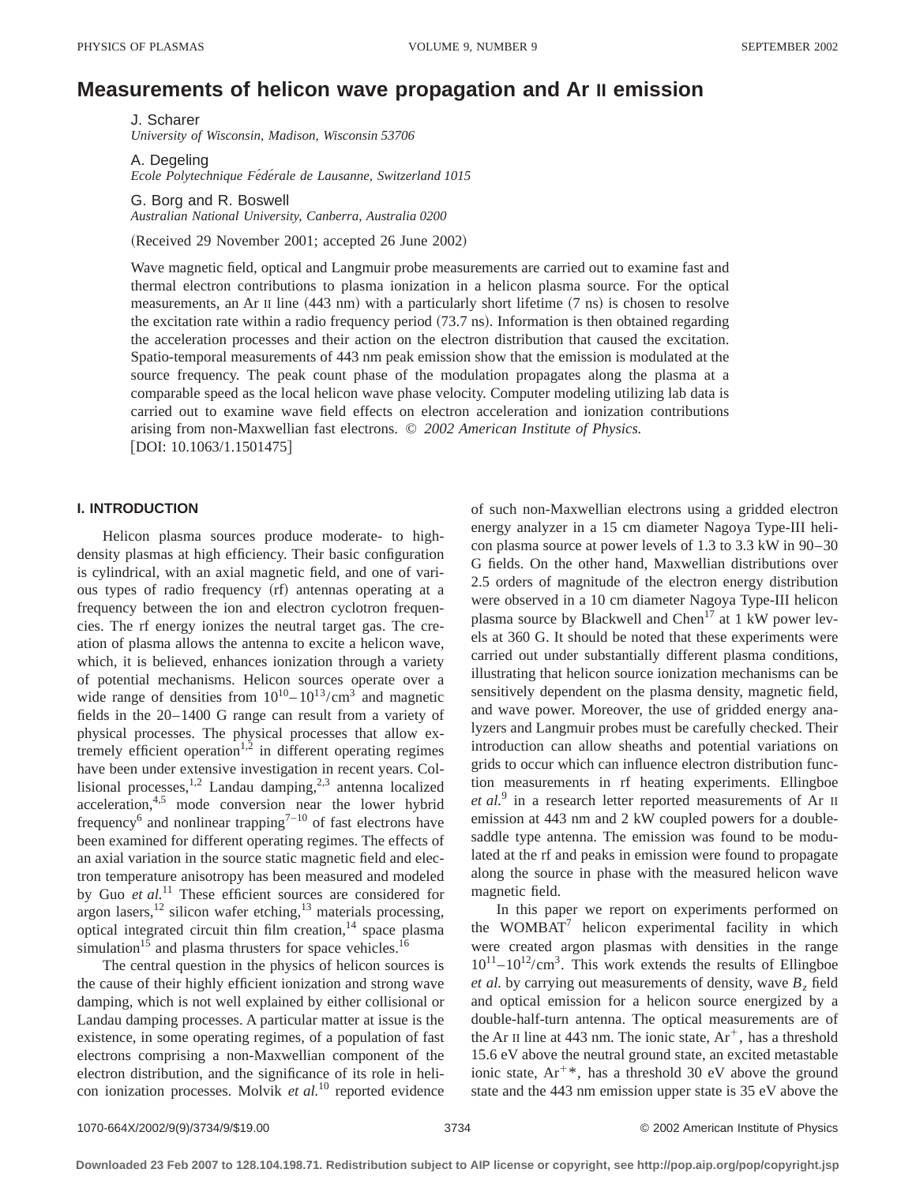# Measurements of helicon wave propagation and Ar II emission

J. Scharer
*University of Wisconsin, Madison, Wisconsin 53706*

A. Degeling
*Ecole Polytechnique Fédérale de Lausanne, Switzerland 1015*

G. Borg and R. Boswell
*Australian National University, Canberra, Australia 0200*

(Received 29 November 2001; accepted 26 June 2002)

Wave magnetic field, optical and Langmuir probe measurements are carried out to examine fast and thermal electron contributions to plasma ionization in a helicon plasma source. For the optical measurements, an Ar II line (443 nm) with a particularly short lifetime (7 ns) is chosen to resolve the excitation rate within a radio frequency period (73.7 ns). Information is then obtained regarding the acceleration processes and their action on the electron distribution that caused the excitation. Spatio-temporal measurements of 443 nm peak emission show that the emission is modulated at the source frequency. The peak count phase of the modulation propagates along the plasma at a comparable speed as the local helicon wave phase velocity. Computer modeling utilizing lab data is carried out to examine wave field effects on electron acceleration and ionization contributions arising from non-Maxwellian fast electrons. © *2002 American Institute of Physics.*
[DOI: 10.1063/1.1501475]

## I. INTRODUCTION

Helicon plasma sources produce moderate- to high-density plasmas at high efficiency. Their basic configuration is cylindrical, with an axial magnetic field, and one of various types of radio frequency (rf) antennas operating at a frequency between the ion and electron cyclotron frequencies. The rf energy ionizes the neutral target gas. The creation of plasma allows the antenna to excite a helicon wave, which, it is believed, enhances ionization through a variety of potential mechanisms. Helicon sources operate over a wide range of densities from $10^{10}$–$10^{13}$/cm$^3$ and magnetic fields in the 20–1400 G range can result from a variety of physical processes. The physical processes that allow extremely efficient operation[1,2] in different operating regimes have been under extensive investigation in recent years. Collisional processes,[1,2] Landau damping,[2,3] antenna localized acceleration,[4,5] mode conversion near the lower hybrid frequency[6] and nonlinear trapping[7–10] of fast electrons have been examined for different operating regimes. The effects of an axial variation in the source static magnetic field and electron temperature anisotropy has been measured and modeled by Guo *et al.*[11] These efficient sources are considered for argon lasers,[12] silicon wafer etching,[13] materials processing, optical integrated circuit thin film creation,[14] space plasma simulation[15] and plasma thrusters for space vehicles.[16]

The central question in the physics of helicon sources is the cause of their highly efficient ionization and strong wave damping, which is not well explained by either collisional or Landau damping processes. A particular matter at issue is the existence, in some operating regimes, of a population of fast electrons comprising a non-Maxwellian component of the electron distribution, and the significance of its role in helicon ionization processes. Molvik *et al.*[10] reported evidence of such non-Maxwellian electrons using a gridded electron energy analyzer in a 15 cm diameter Nagoya Type-III helicon plasma source at power levels of 1.3 to 3.3 kW in 90–30 G fields. On the other hand, Maxwellian distributions over 2.5 orders of magnitude of the electron energy distribution were observed in a 10 cm diameter Nagoya Type-III helicon plasma source by Blackwell and Chen[17] at 1 kW power levels at 360 G. It should be noted that these experiments were carried out under substantially different plasma conditions, illustrating that helicon source ionization mechanisms can be sensitively dependent on the plasma density, magnetic field, and wave power. Moreover, the use of gridded energy analyzers and Langmuir probes must be carefully checked. Their introduction can allow sheaths and potential variations on grids to occur which can influence electron distribution function measurements in rf heating experiments. Ellingboe *et al.*[9] in a research letter reported measurements of Ar II emission at 443 nm and 2 kW coupled powers for a double-saddle type antenna. The emission was found to be modulated at the rf and peaks in emission were found to propagate along the source in phase with the measured helicon wave magnetic field.

In this paper we report on experiments performed on the WOMBAT[7] helicon experimental facility in which were created argon plasmas with densities in the range $10^{11}$–$10^{12}$/cm$^3$. This work extends the results of Ellingboe *et al.* by carrying out measurements of density, wave $B_z$ field and optical emission for a helicon source energized by a double-half-turn antenna. The optical measurements are of the Ar II line at 443 nm. The ionic state, $Ar^+$, has a threshold 15.6 eV above the neutral ground state, an excited metastable ionic state, $Ar^{+*}$, has a threshold 30 eV above the ground state and the 443 nm emission upper state is 35 eV above the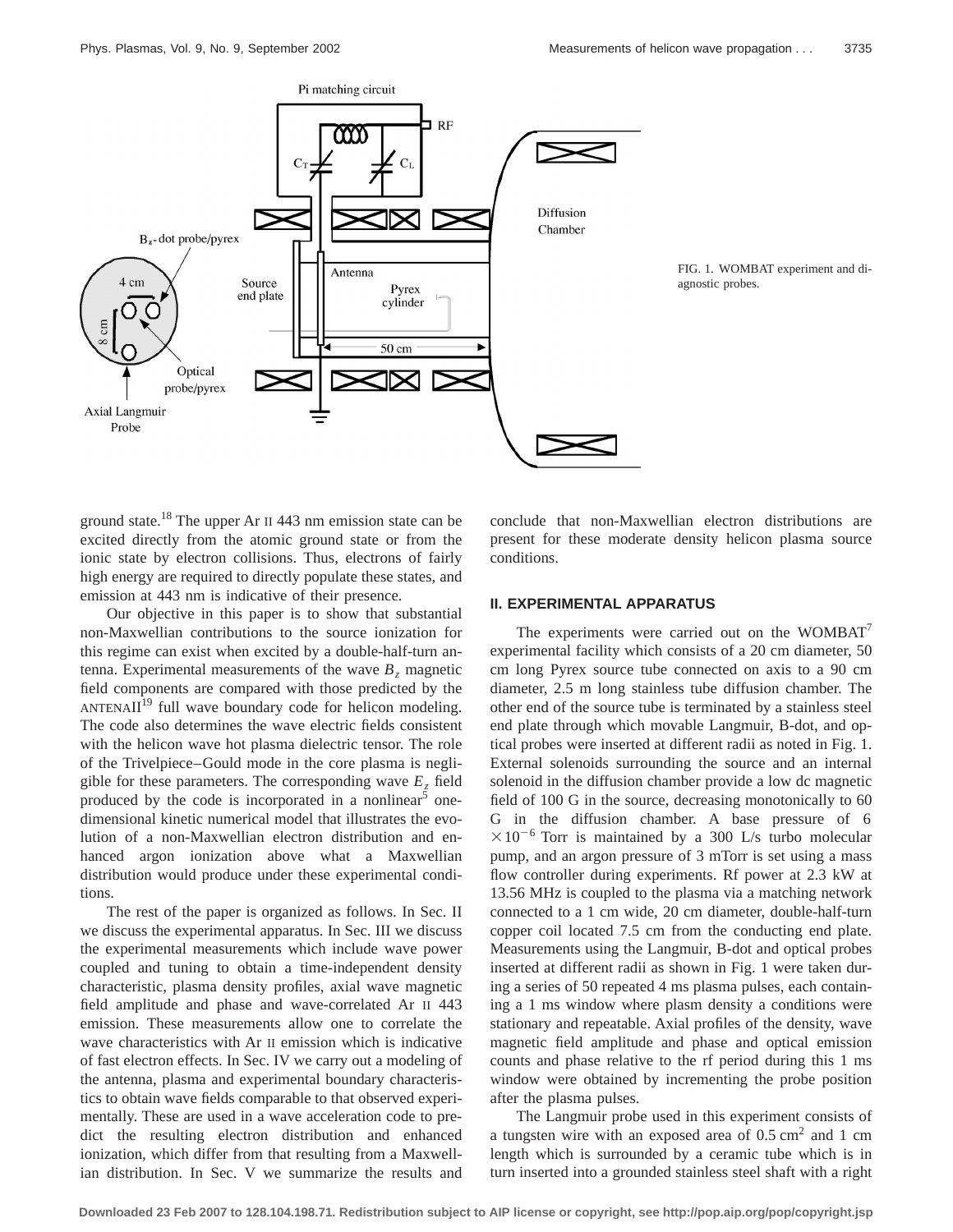FIG. 1. WOMBAT experiment and diagnostic probes.

ground state.[18] The upper Ar II 443 nm emission state can be excited directly from the atomic ground state or from the ionic state by electron collisions. Thus, electrons of fairly high energy are required to directly populate these states, and emission at 443 nm is indicative of their presence.

Our objective in this paper is to show that substantial non-Maxwellian contributions to the source ionization for this regime can exist when excited by a double-half-turn antenna. Experimental measurements of the wave $B_z$ magnetic field components are compared with those predicted by the ANTENAII[19] full wave boundary code for helicon modeling. The code also determines the wave electric fields consistent with the helicon wave hot plasma dielectric tensor. The role of the Trivelpiece–Gould mode in the core plasma is negligible for these parameters. The corresponding wave $E_z$ field produced by the code is incorporated in a nonlinear[5] one-dimensional kinetic numerical model that illustrates the evolution of a non-Maxwellian electron distribution and enhanced argon ionization above what a Maxwellian distribution would produce under these experimental conditions.

The rest of the paper is organized as follows. In Sec. II we discuss the experimental apparatus. In Sec. III we discuss the experimental measurements which include wave power coupled and tuning to obtain a time-independent density characteristic, plasma density profiles, axial wave magnetic field amplitude and phase and wave-correlated Ar II 443 emission. These measurements allow one to correlate the wave characteristics with Ar II emission which is indicative of fast electron effects. In Sec. IV we carry out a modeling of the antenna, plasma and experimental boundary characteristics to obtain wave fields comparable to that observed experimentally. These are used in a wave acceleration code to predict the resulting electron distribution and enhanced ionization, which differ from that resulting from a Maxwellian distribution. In Sec. V we summarize the results and conclude that non-Maxwellian electron distributions are present for these moderate density helicon plasma source conditions.

## II. EXPERIMENTAL APPARATUS

The experiments were carried out on the WOMBAT[7] experimental facility which consists of a 20 cm diameter, 50 cm long Pyrex source tube connected on axis to a 90 cm diameter, 2.5 m long stainless tube diffusion chamber. The other end of the source tube is terminated by a stainless steel end plate through which movable Langmuir, B-dot, and optical probes were inserted at different radii as noted in Fig. 1. External solenoids surrounding the source and an internal solenoid in the diffusion chamber provide a low dc magnetic field of 100 G in the source, decreasing monotonically to 60 G in the diffusion chamber. A base pressure of $6 \times 10^{-6}$ Torr is maintained by a 300 L/s turbo molecular pump, and an argon pressure of 3 mTorr is set using a mass flow controller during experiments. Rf power at 2.3 kW at 13.56 MHz is coupled to the plasma via a matching network connected to a 1 cm wide, 20 cm diameter, double-half-turn copper coil located 7.5 cm from the conducting end plate. Measurements using the Langmuir, B-dot and optical probes inserted at different radii as shown in Fig. 1 were taken during a series of 50 repeated 4 ms plasma pulses, each containing a 1 ms window where plasm density a conditions were stationary and repeatable. Axial profiles of the density, wave magnetic field amplitude and phase and optical emission counts and phase relative to the rf period during this 1 ms window were obtained by incrementing the probe position after the plasma pulses.

The Langmuir probe used in this experiment consists of a tungsten wire with an exposed area of $0.5 \text{ cm}^2$ and 1 cm length which is surrounded by a ceramic tube which is in turn inserted into a grounded stainless steel shaft with a right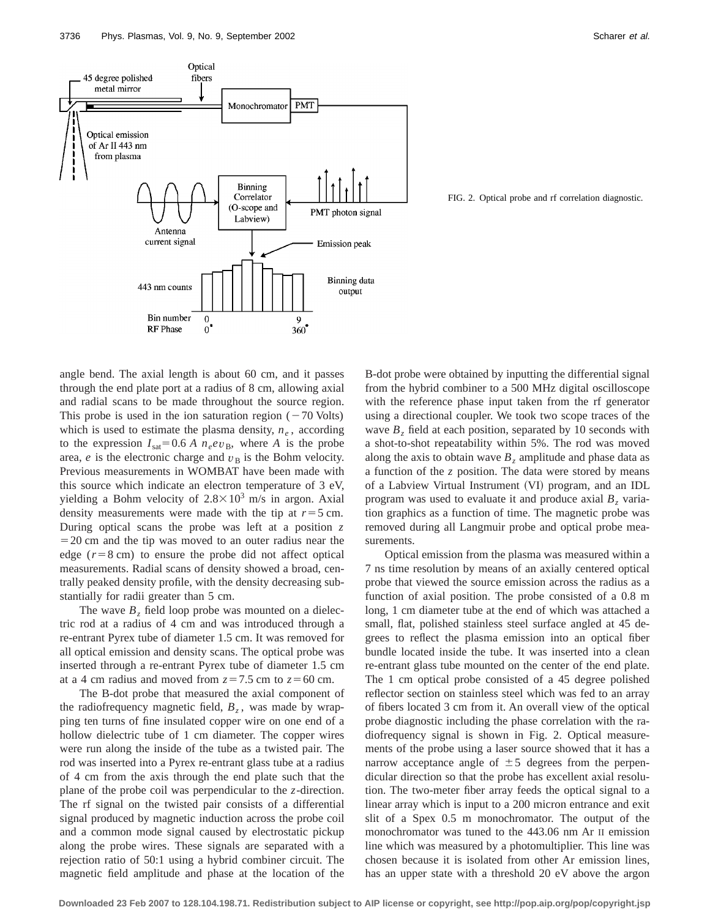FIG. 2. Optical probe and rf correlation diagnostic.

angle bend. The axial length is about 60 cm, and it passes through the end plate port at a radius of 8 cm, allowing axial and radial scans to be made throughout the source region. This probe is used in the ion saturation region ($-70$ Volts) which is used to estimate the plasma density, $n_e$, according to the expression $I_{\text{sat}}=0.6\, A\, n_e e v_{\text{B}}$, where $A$ is the probe area, $e$ is the electronic charge and $v_{\text{B}}$ is the Bohm velocity. Previous measurements in WOMBAT have been made with this source which indicate an electron temperature of 3 eV, yielding a Bohm velocity of $2.8\times10^3$ m/s in argon. Axial density measurements were made with the tip at $r=5$ cm. During optical scans the probe was left at a position $z=20$ cm and the tip was moved to an outer radius near the edge ($r=8$ cm) to ensure the probe did not affect optical measurements. Radial scans of density showed a broad, centrally peaked density profile, with the density decreasing substantially for radii greater than 5 cm.

The wave $B_z$ field loop probe was mounted on a dielectric rod at a radius of 4 cm and was introduced through a re-entrant Pyrex tube of diameter 1.5 cm. It was removed for all optical emission and density scans. The optical probe was inserted through a re-entrant Pyrex tube of diameter 1.5 cm at a 4 cm radius and moved from $z=7.5$ cm to $z=60$ cm.

The B-dot probe that measured the axial component of the radiofrequency magnetic field, $B_z$, was made by wrapping ten turns of fine insulated copper wire on one end of a hollow dielectric tube of 1 cm diameter. The copper wires were run along the inside of the tube as a twisted pair. The rod was inserted into a Pyrex re-entrant glass tube at a radius of 4 cm from the axis through the end plate such that the plane of the probe coil was perpendicular to the $z$-direction. The rf signal on the twisted pair consists of a differential signal produced by magnetic induction across the probe coil and a common mode signal caused by electrostatic pickup along the probe wires. These signals are separated with a rejection ratio of 50:1 using a hybrid combiner circuit. The magnetic field amplitude and phase at the location of the B-dot probe were obtained by inputting the differential signal from the hybrid combiner to a 500 MHz digital oscilloscope with the reference phase input taken from the rf generator using a directional coupler. We took two scope traces of the wave $B_z$ field at each position, separated by 10 seconds with a shot-to-shot repeatability within 5%. The rod was moved along the axis to obtain wave $B_z$ amplitude and phase data as a function of the $z$ position. The data were stored by means of a Labview Virtual Instrument (VI) program, and an IDL program was used to evaluate it and produce axial $B_z$ variation graphics as a function of time. The magnetic probe was removed during all Langmuir probe and optical probe measurements.

Optical emission from the plasma was measured within a 7 ns time resolution by means of an axially centered optical probe that viewed the source emission across the radius as a function of axial position. The probe consisted of a 0.8 m long, 1 cm diameter tube at the end of which was attached a small, flat, polished stainless steel surface angled at 45 degrees to reflect the plasma emission into an optical fiber bundle located inside the tube. It was inserted into a clean re-entrant glass tube mounted on the center of the end plate. The 1 cm optical probe consisted of a 45 degree polished reflector section on stainless steel which was fed to an array of fibers located 3 cm from it. An overall view of the optical probe diagnostic including the phase correlation with the radiofrequency signal is shown in Fig. 2. Optical measurements of the probe using a laser source showed that it has a narrow acceptance angle of $\pm5$ degrees from the perpendicular direction so that the probe has excellent axial resolution. The two-meter fiber array feeds the optical signal to a linear array which is input to a 200 micron entrance and exit slit of a Spex 0.5 m monochromator. The output of the monochromator was tuned to the 443.06 nm Ar II emission line which was measured by a photomultiplier. This line was chosen because it is isolated from other Ar emission lines, has an upper state with a threshold 20 eV above the argon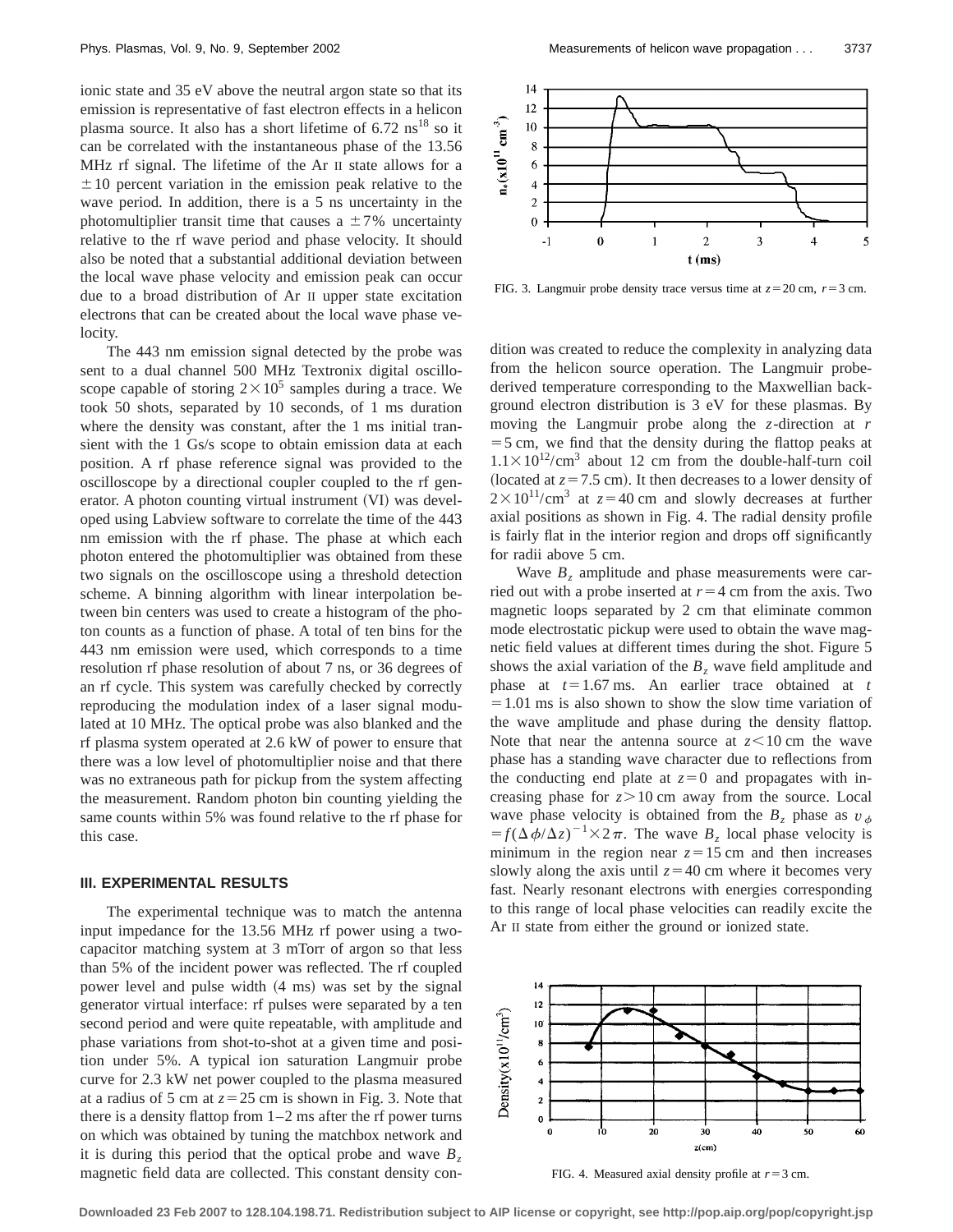ionic state and 35 eV above the neutral argon state so that its emission is representative of fast electron effects in a helicon plasma source. It also has a short lifetime of 6.72 ns[18] so it can be correlated with the instantaneous phase of the 13.56 MHz rf signal. The lifetime of the Ar II state allows for a $\pm 10$ percent variation in the emission peak relative to the wave period. In addition, there is a 5 ns uncertainty in the photomultiplier transit time that causes a $\pm 7\%$ uncertainty relative to the rf wave period and phase velocity. It should also be noted that a substantial additional deviation between the local wave phase velocity and emission peak can occur due to a broad distribution of Ar II upper state excitation electrons that can be created about the local wave phase velocity.

The 443 nm emission signal detected by the probe was sent to a dual channel 500 MHz Textronix digital oscilloscope capable of storing $2\times10^5$ samples during a trace. We took 50 shots, separated by 10 seconds, of 1 ms duration where the density was constant, after the 1 ms initial transient with the 1 Gs/s scope to obtain emission data at each position. A rf phase reference signal was provided to the oscilloscope by a directional coupler coupled to the rf generator. A photon counting virtual instrument (VI) was developed using Labview software to correlate the time of the 443 nm emission with the rf phase. The phase at which each photon entered the photomultiplier was obtained from these two signals on the oscilloscope using a threshold detection scheme. A binning algorithm with linear interpolation between bin centers was used to create a histogram of the photon counts as a function of phase. A total of ten bins for the 443 nm emission were used, which corresponds to a time resolution rf phase resolution of about 7 ns, or 36 degrees of an rf cycle. This system was carefully checked by correctly reproducing the modulation index of a laser signal modulated at 10 MHz. The optical probe was also blanked and the rf plasma system operated at 2.6 kW of power to ensure that there was a low level of photomultiplier noise and that there was no extraneous path for pickup from the system affecting the measurement. Random photon bin counting yielding the same counts within 5% was found relative to the rf phase for this case.

### III. EXPERIMENTAL RESULTS

The experimental technique was to match the antenna input impedance for the 13.56 MHz rf power using a two-capacitor matching system at 3 mTorr of argon so that less than 5% of the incident power was reflected. The rf coupled power level and pulse width (4 ms) was set by the signal generator virtual interface: rf pulses were separated by a ten second period and were quite repeatable, with amplitude and phase variations from shot-to-shot at a given time and position under 5%. A typical ion saturation Langmuir probe curve for 2.3 kW net power coupled to the plasma measured at a radius of 5 cm at $z=25$ cm is shown in Fig. 3. Note that there is a density flattop from 1–2 ms after the rf power turns on which was obtained by tuning the matchbox network and it is during this period that the optical probe and wave $B_z$ magnetic field data are collected. This constant density condition was created to reduce the complexity in analyzing data from the helicon source operation. The Langmuir probe-derived temperature corresponding to the Maxwellian background electron distribution is 3 eV for these plasmas. By moving the Langmuir probe along the $z$-direction at $r=5$ cm, we find that the density during the flattop peaks at $1.1\times10^{12}/\mathrm{cm}^3$ about 12 cm from the double-half-turn coil (located at $z=7.5$ cm). It then decreases to a lower density of $2\times10^{11}/\mathrm{cm}^3$ at $z=40$ cm and slowly decreases at further axial positions as shown in Fig. 4. The radial density profile is fairly flat in the interior region and drops off significantly for radii above 5 cm.

FIG. 3. Langmuir probe density trace versus time at $z=20$ cm, $r=3$ cm.

Wave $B_z$ amplitude and phase measurements were carried out with a probe inserted at $r=4$ cm from the axis. Two magnetic loops separated by 2 cm that eliminate common mode electrostatic pickup were used to obtain the wave magnetic field values at different times during the shot. Figure 5 shows the axial variation of the $B_z$ wave field amplitude and phase at $t=1.67$ ms. An earlier trace obtained at $t=1.01$ ms is also shown to show the slow time variation of the wave amplitude and phase during the density flattop. Note that near the antenna source at $z<10$ cm the wave phase has a standing wave character due to reflections from the conducting end plate at $z=0$ and propagates with increasing phase for $z>10$ cm away from the source. Local wave phase velocity is obtained from the $B_z$ phase as $v_\phi = f(\Delta\phi/\Delta z)^{-1}\times 2\pi$. The wave $B_z$ local phase velocity is minimum in the region near $z=15$ cm and then increases slowly along the axis until $z=40$ cm where it becomes very fast. Nearly resonant electrons with energies corresponding to this range of local phase velocities can readily excite the Ar II state from either the ground or ionized state.

FIG. 4. Measured axial density profile at $r=3$ cm.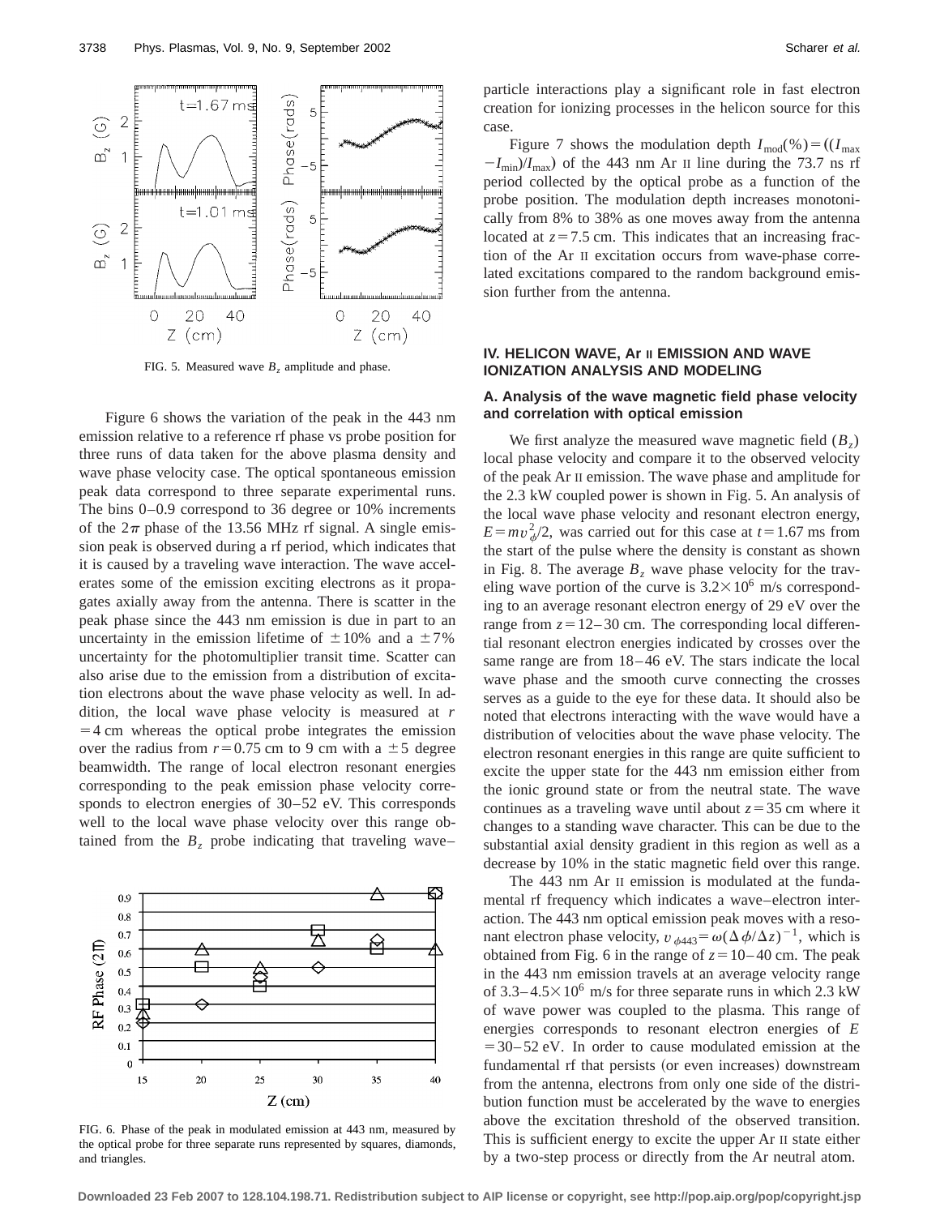FIG. 5. Measured wave $B_z$ amplitude and phase.

Figure 6 shows the variation of the peak in the 443 nm emission relative to a reference rf phase vs probe position for three runs of data taken for the above plasma density and wave phase velocity case. The optical spontaneous emission peak data correspond to three separate experimental runs. The bins 0–0.9 correspond to 36 degree or 10% increments of the $2\pi$ phase of the 13.56 MHz rf signal. A single emission peak is observed during a rf period, which indicates that it is caused by a traveling wave interaction. The wave accelerates some of the emission exciting electrons as it propagates axially away from the antenna. There is scatter in the peak phase since the 443 nm emission is due in part to an uncertainty in the emission lifetime of $\pm 10\%$ and a $\pm 7\%$ uncertainty for the photomultiplier transit time. Scatter can also arise due to the emission from a distribution of excitation electrons about the wave phase velocity as well. In addition, the local wave phase velocity is measured at $r = 4$ cm whereas the optical probe integrates the emission over the radius from $r = 0.75$ cm to 9 cm with a $\pm 5$ degree beamwidth. The range of local electron resonant energies corresponding to the peak emission phase velocity corresponds to electron energies of 30–52 eV. This corresponds well to the local wave phase velocity over this range obtained from the $B_z$ probe indicating that traveling wave–particle interactions play a significant role in fast electron creation for ionizing processes in the helicon source for this case.

FIG. 6. Phase of the peak in modulated emission at 443 nm, measured by the optical probe for three separate runs represented by squares, diamonds, and triangles.

Figure 7 shows the modulation depth $I_{\mathrm{mod}}(\%) = ((I_{\max} - I_{\min})/I_{\max})$ of the 443 nm Ar II line during the 73.7 ns rf period collected by the optical probe as a function of the probe position. The modulation depth increases monotonically from 8% to 38% as one moves away from the antenna located at $z = 7.5$ cm. This indicates that an increasing fraction of the Ar II excitation occurs from wave-phase correlated excitations compared to the random background emission further from the antenna.

## IV. HELICON WAVE, Ar II EMISSION AND WAVE IONIZATION ANALYSIS AND MODELING

### A. Analysis of the wave magnetic field phase velocity and correlation with optical emission

We first analyze the measured wave magnetic field ($B_z$) local phase velocity and compare it to the observed velocity of the peak Ar II emission. The wave phase and amplitude for the 2.3 kW coupled power is shown in Fig. 5. An analysis of the local wave phase velocity and resonant electron energy, $E = mv_\phi^2/2$, was carried out for this case at $t = 1.67$ ms from the start of the pulse where the density is constant as shown in Fig. 8. The average $B_z$ wave phase velocity for the traveling wave portion of the curve is $3.2 \times 10^6$ m/s corresponding to an average resonant electron energy of 29 eV over the range from $z = 12$–30 cm. The corresponding local differential resonant electron energies indicated by crosses over the same range are from 18–46 eV. The stars indicate the local wave phase and the smooth curve connecting the crosses serves as a guide to the eye for these data. It should also be noted that electrons interacting with the wave would have a distribution of velocities about the wave phase velocity. The electron resonant energies in this range are quite sufficient to excite the upper state for the 443 nm emission either from the ionic ground state or from the neutral state. The wave continues as a traveling wave until about $z = 35$ cm where it changes to a standing wave character. This can be due to the substantial axial density gradient in this region as well as a decrease by 10% in the static magnetic field over this range.

The 443 nm Ar II emission is modulated at the fundamental rf frequency which indicates a wave–electron interaction. The 443 nm optical emission peak moves with a resonant electron phase velocity, $v_{\phi 443} = \omega(\Delta\phi/\Delta z)^{-1}$, which is obtained from Fig. 6 in the range of $z = 10$–40 cm. The peak in the 443 nm emission travels at an average velocity range of $3.3$–$4.5 \times 10^6$ m/s for three separate runs in which 2.3 kW of wave power was coupled to the plasma. This range of energies corresponds to resonant electron energies of $E = 30$–52 eV. In order to cause modulated emission at the fundamental rf that persists (or even increases) downstream from the antenna, electrons from only one side of the distribution function must be accelerated by the wave to energies above the excitation threshold of the observed transition. This is sufficient energy to excite the upper Ar II state either by a two-step process or directly from the Ar neutral atom.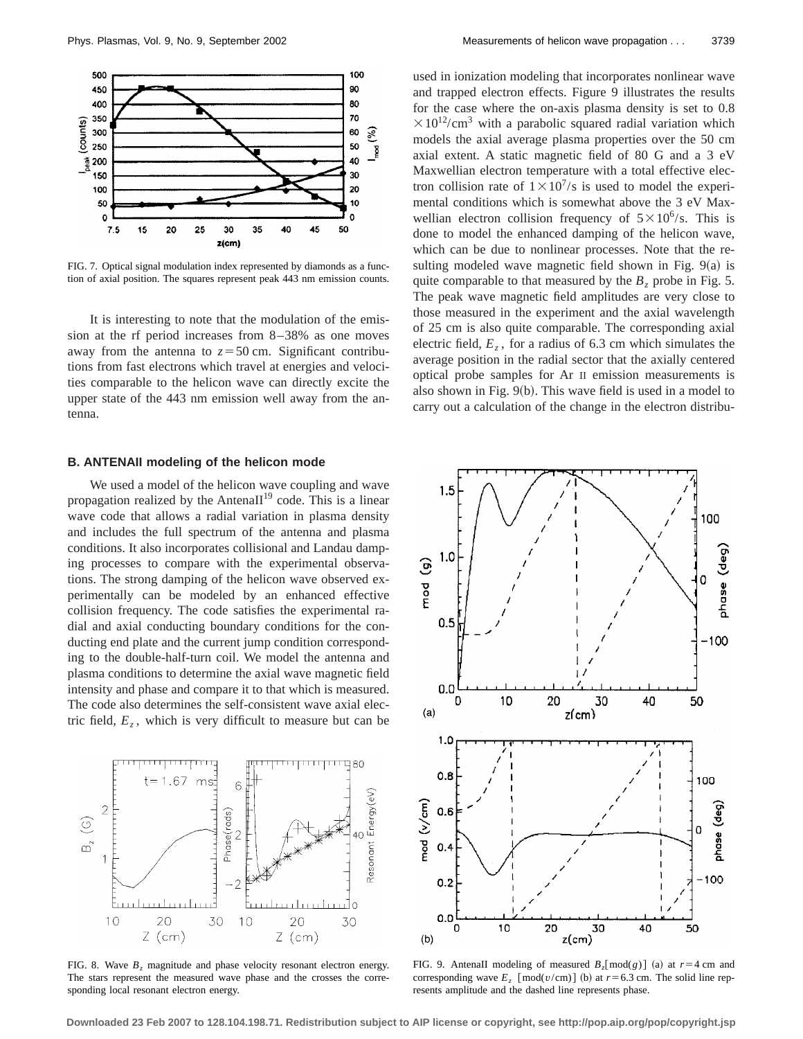FIG. 7. Optical signal modulation index represented by diamonds as a function of axial position. The squares represent peak 443 nm emission counts.

It is interesting to note that the modulation of the emission at the rf period increases from 8–38% as one moves away from the antenna to $z = 50$ cm. Significant contributions from fast electrons which travel at energies and velocities comparable to the helicon wave can directly excite the upper state of the 443 nm emission well away from the antenna.

### B. ANTENAII modeling of the helicon mode

We used a model of the helicon wave coupling and wave propagation realized by the AntenaII[19] code. This is a linear wave code that allows a radial variation in plasma density and includes the full spectrum of the antenna and plasma conditions. It also incorporates collisional and Landau damping processes to compare with the experimental observations. The strong damping of the helicon wave observed experimentally can be modeled by an enhanced effective collision frequency. The code satisfies the experimental radial and axial conducting boundary conditions for the conducting end plate and the current jump condition corresponding to the double-half-turn coil. We model the antenna and plasma conditions to determine the axial wave magnetic field intensity and phase and compare it to that which is measured. The code also determines the self-consistent wave axial electric field, $E_z$, which is very difficult to measure but can be used in ionization modeling that incorporates nonlinear wave and trapped electron effects. Figure 9 illustrates the results for the case where the on-axis plasma density is set to $0.8 \times 10^{12}/\text{cm}^3$ with a parabolic squared radial variation which models the axial average plasma properties over the 50 cm axial extent. A static magnetic field of 80 G and a 3 eV Maxwellian electron temperature with a total effective electron collision rate of $1 \times 10^7/\text{s}$ is used to model the experimental conditions which is somewhat above the 3 eV Maxwellian electron collision frequency of $5 \times 10^6/\text{s}$. This is done to model the enhanced damping of the helicon wave, which can be due to nonlinear processes. Note that the resulting modeled wave magnetic field shown in Fig. 9(a) is quite comparable to that measured by the $B_z$ probe in Fig. 5. The peak wave magnetic field amplitudes are very close to those measured in the experiment and the axial wavelength of 25 cm is also quite comparable. The corresponding axial electric field, $E_z$, for a radius of 6.3 cm which simulates the average position in the radial sector that the axially centered optical probe samples for Ar II emission measurements is also shown in Fig. 9(b). This wave field is used in a model to carry out a calculation of the change in the electron distribu-

FIG. 8. Wave $B_z$ magnitude and phase velocity resonant electron energy. The stars represent the measured wave phase and the crosses the corresponding local resonant electron energy.

FIG. 9. AntenaII modeling of measured $B_z[\text{mod}(g)]$ (a) at $r = 4$ cm and corresponding wave $E_z$ [$\text{mod}(v/\text{cm})$] (b) at $r = 6.3$ cm. The solid line represents amplitude and the dashed line represents phase.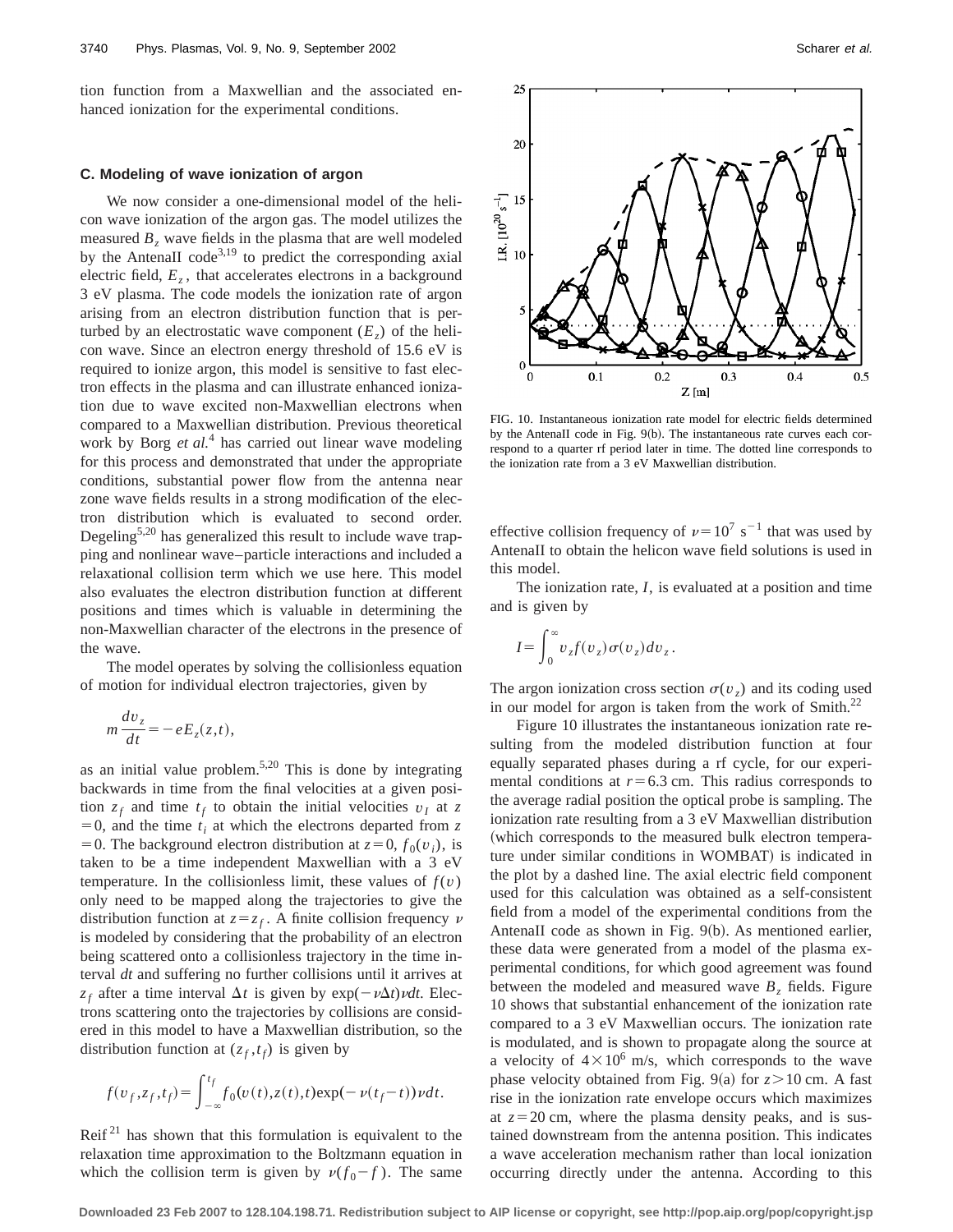tion function from a Maxwellian and the associated enhanced ionization for the experimental conditions.

### C. Modeling of wave ionization of argon

We now consider a one-dimensional model of the helicon wave ionization of the argon gas. The model utilizes the measured $B_z$ wave fields in the plasma that are well modeled by the AntenaII code[3,19] to predict the corresponding axial electric field, $E_z$, that accelerates electrons in a background 3 eV plasma. The code models the ionization rate of argon arising from an electron distribution function that is perturbed by an electrostatic wave component ($E_z$) of the helicon wave. Since an electron energy threshold of 15.6 eV is required to ionize argon, this model is sensitive to fast electron effects in the plasma and can illustrate enhanced ionization due to wave excited non-Maxwellian electrons when compared to a Maxwellian distribution. Previous theoretical work by Borg *et al.*[4] has carried out linear wave modeling for this process and demonstrated that under the appropriate conditions, substantial power flow from the antenna near zone wave fields results in a strong modification of the electron distribution which is evaluated to second order. Degeling[5,20] has generalized this result to include wave trapping and nonlinear wave–particle interactions and included a relaxational collision term which we use here. This model also evaluates the electron distribution function at different positions and times which is valuable in determining the non-Maxwellian character of the electrons in the presence of the wave.

The model operates by solving the collisionless equation of motion for individual electron trajectories, given by

$$m\frac{dv_z}{dt} = -eE_z(z,t),$$

as an initial value problem.[5,20] This is done by integrating backwards in time from the final velocities at a given position $z_f$ and time $t_f$ to obtain the initial velocities $v_I$ at $z=0$, and the time $t_i$ at which the electrons departed from $z=0$. The background electron distribution at $z=0$, $f_0(v_i)$, is taken to be a time independent Maxwellian with a 3 eV temperature. In the collisionless limit, these values of $f(v)$ only need to be mapped along the trajectories to give the distribution function at $z=z_f$. A finite collision frequency $\nu$ is modeled by considering that the probability of an electron being scattered onto a collisionless trajectory in the time interval $dt$ and suffering no further collisions until it arrives at $z_f$ after a time interval $\Delta t$ is given by $\exp(-\nu\Delta t)\nu dt$. Electrons scattering onto the trajectories by collisions are considered in this model to have a Maxwellian distribution, so the distribution function at $(z_f, t_f)$ is given by

$$f(v_f, z_f, t_f) = \int_{-\infty}^{t_f} f_0(v(t), z(t), t)\exp(-\nu(t_f - t))\nu dt.$$

Reif[21] has shown that this formulation is equivalent to the relaxation time approximation to the Boltzmann equation in which the collision term is given by $\nu(f_0 - f)$. The same effective collision frequency of $\nu = 10^7\ \mathrm{s}^{-1}$ that was used by AntenaII to obtain the helicon wave field solutions is used in this model.

FIG. 10. Instantaneous ionization rate model for electric fields determined by the AntenaII code in Fig. 9(b). The instantaneous rate curves each correspond to a quarter rf period later in time. The dotted line corresponds to the ionization rate from a 3 eV Maxwellian distribution.

The ionization rate, $I$, is evaluated at a position and time and is given by

$$I = \int_0^\infty v_z f(v_z)\sigma(v_z)dv_z.$$

The argon ionization cross section $\sigma(v_z)$ and its coding used in our model for argon is taken from the work of Smith.[22]

Figure 10 illustrates the instantaneous ionization rate resulting from the modeled distribution function at four equally separated phases during a rf cycle, for our experimental conditions at $r = 6.3$ cm. This radius corresponds to the average radial position the optical probe is sampling. The ionization rate resulting from a 3 eV Maxwellian distribution (which corresponds to the measured bulk electron temperature under similar conditions in WOMBAT) is indicated in the plot by a dashed line. The axial electric field component used for this calculation was obtained as a self-consistent field from a model of the experimental conditions from the AntenaII code as shown in Fig. 9(b). As mentioned earlier, these data were generated from a model of the plasma experimental conditions, for which good agreement was found between the modeled and measured wave $B_z$ fields. Figure 10 shows that substantial enhancement of the ionization rate compared to a 3 eV Maxwellian occurs. The ionization rate is modulated, and is shown to propagate along the source at a velocity of $4\times10^6$ m/s, which corresponds to the wave phase velocity obtained from Fig. 9(a) for $z > 10$ cm. A fast rise in the ionization rate envelope occurs which maximizes at $z = 20$ cm, where the plasma density peaks, and is sustained downstream from the antenna position. This indicates a wave acceleration mechanism rather than local ionization occurring directly under the antenna. According to this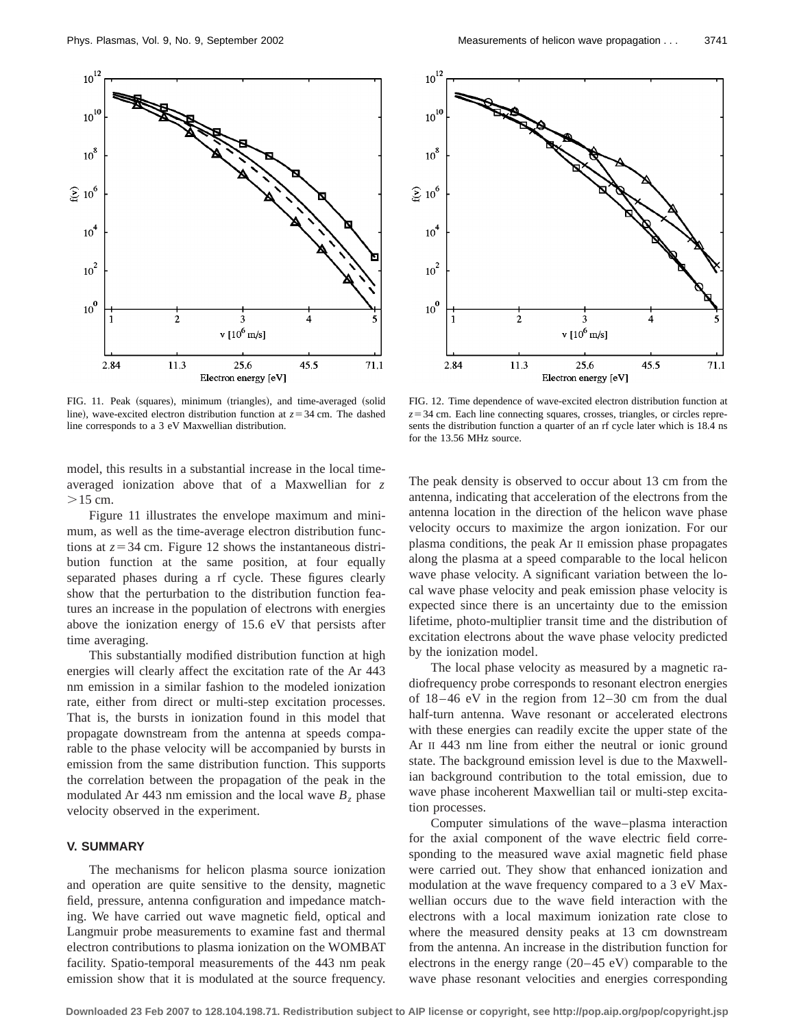FIG. 11. Peak (squares), minimum (triangles), and time-averaged (solid line), wave-excited electron distribution function at $z = 34$ cm. The dashed line corresponds to a 3 eV Maxwellian distribution.

FIG. 12. Time dependence of wave-excited electron distribution function at $z = 34$ cm. Each line connecting squares, crosses, triangles, or circles represents the distribution function a quarter of an rf cycle later which is 18.4 ns for the 13.56 MHz source.

model, this results in a substantial increase in the local time-averaged ionization above that of a Maxwellian for $z > 15$ cm.

Figure 11 illustrates the envelope maximum and minimum, as well as the time-average electron distribution functions at $z = 34$ cm. Figure 12 shows the instantaneous distribution function at the same position, at four equally separated phases during a rf cycle. These figures clearly show that the perturbation to the distribution function features an increase in the population of electrons with energies above the ionization energy of 15.6 eV that persists after time averaging.

This substantially modified distribution function at high energies will clearly affect the excitation rate of the Ar 443 nm emission in a similar fashion to the modeled ionization rate, either from direct or multi-step excitation processes. That is, the bursts in ionization found in this model that propagate downstream from the antenna at speeds comparable to the phase velocity will be accompanied by bursts in emission from the same distribution function. This supports the correlation between the propagation of the peak in the modulated Ar 443 nm emission and the local wave $B_z$ phase velocity observed in the experiment.

## V. SUMMARY

The mechanisms for helicon plasma source ionization and operation are quite sensitive to the density, magnetic field, pressure, antenna configuration and impedance matching. We have carried out wave magnetic field, optical and Langmuir probe measurements to examine fast and thermal electron contributions to plasma ionization on the WOMBAT facility. Spatio-temporal measurements of the 443 nm peak emission show that it is modulated at the source frequency. The peak density is observed to occur about 13 cm from the antenna, indicating that acceleration of the electrons from the antenna location in the direction of the helicon wave phase velocity occurs to maximize the argon ionization. For our plasma conditions, the peak Ar II emission phase propagates along the plasma at a speed comparable to the local helicon wave phase velocity. A significant variation between the local wave phase velocity and peak emission phase velocity is expected since there is an uncertainty due to the emission lifetime, photo-multiplier transit time and the distribution of excitation electrons about the wave phase velocity predicted by the ionization model.

The local phase velocity as measured by a magnetic radiofrequency probe corresponds to resonant electron energies of 18–46 eV in the region from 12–30 cm from the dual half-turn antenna. Wave resonant or accelerated electrons with these energies can readily excite the upper state of the Ar II 443 nm line from either the neutral or ionic ground state. The background emission level is due to the Maxwellian background contribution to the total emission, due to wave phase incoherent Maxwellian tail or multi-step excitation processes.

Computer simulations of the wave–plasma interaction for the axial component of the wave electric field corresponding to the measured wave axial magnetic field phase were carried out. They show that enhanced ionization and modulation at the wave frequency compared to a 3 eV Maxwellian occurs due to the wave field interaction with the electrons with a local maximum ionization rate close to where the measured density peaks at 13 cm downstream from the antenna. An increase in the distribution function for electrons in the energy range (20–45 eV) comparable to the wave phase resonant velocities and energies corresponding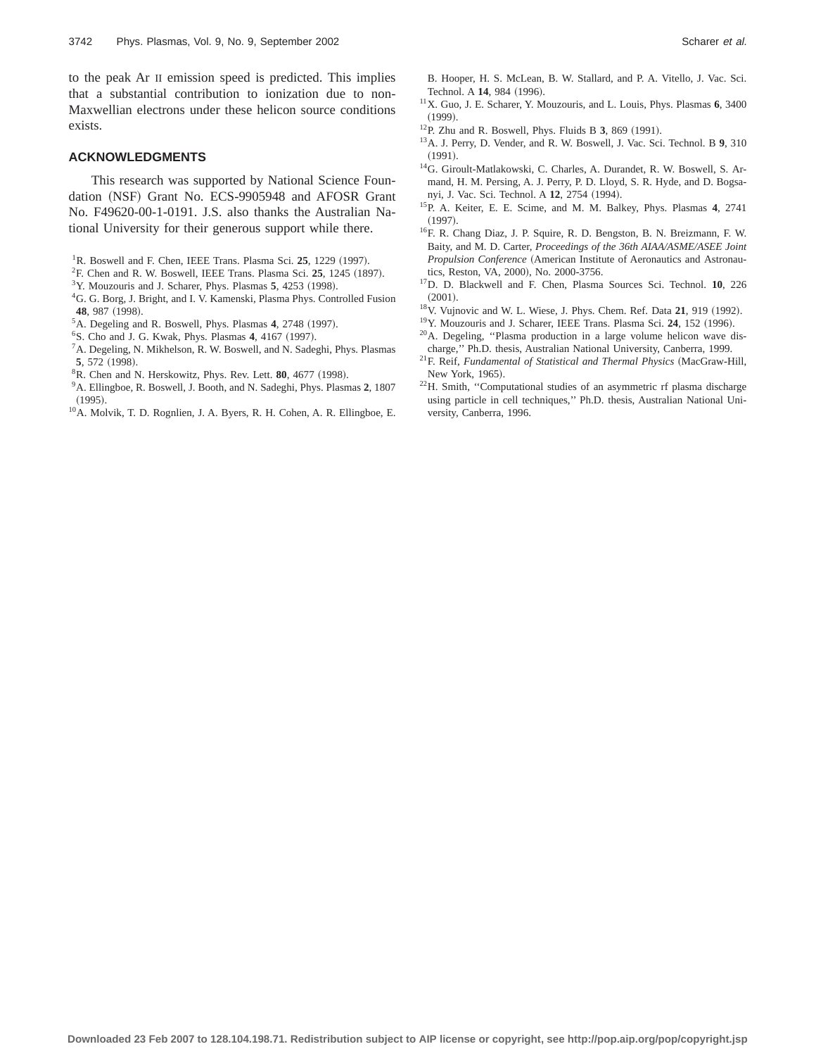to the peak Ar II emission speed is predicted. This implies that a substantial contribution to ionization due to non-Maxwellian electrons under these helicon source conditions exists.

## ACKNOWLEDGMENTS

This research was supported by National Science Foundation (NSF) Grant No. ECS-9905948 and AFOSR Grant No. F49620-00-1-0191. J.S. also thanks the Australian National University for their generous support while there.

[1] R. Boswell and F. Chen, IEEE Trans. Plasma Sci. **25**, 1229 (1997).
[2] F. Chen and R. W. Boswell, IEEE Trans. Plasma Sci. **25**, 1245 (1897).
[3] Y. Mouzouris and J. Scharer, Phys. Plasmas **5**, 4253 (1998).
[4] G. G. Borg, J. Bright, and I. V. Kamenski, Plasma Phys. Controlled Fusion **48**, 987 (1998).
[5] A. Degeling and R. Boswell, Phys. Plasmas **4**, 2748 (1997).
[6] S. Cho and J. G. Kwak, Phys. Plasmas **4**, 4167 (1997).
[7] A. Degeling, N. Mikhelson, R. W. Boswell, and N. Sadeghi, Phys. Plasmas **5**, 572 (1998).
[8] R. Chen and N. Herskowitz, Phys. Rev. Lett. **80**, 4677 (1998).
[9] A. Ellingboe, R. Boswell, J. Booth, and N. Sadeghi, Phys. Plasmas **2**, 1807 (1995).
[10] A. Molvik, T. D. Rognlien, J. A. Byers, R. H. Cohen, A. R. Ellingboe, E. B. Hooper, H. S. McLean, B. W. Stallard, and P. A. Vitello, J. Vac. Sci. Technol. A **14**, 984 (1996).
[11] X. Guo, J. E. Scharer, Y. Mouzouris, and L. Louis, Phys. Plasmas **6**, 3400 (1999).
[12] P. Zhu and R. Boswell, Phys. Fluids B **3**, 869 (1991).
[13] A. J. Perry, D. Vender, and R. W. Boswell, J. Vac. Sci. Technol. B **9**, 310 (1991).
[14] G. Giroult-Matlakowski, C. Charles, A. Durandet, R. W. Boswell, S. Armand, H. M. Persing, A. J. Perry, P. D. Lloyd, S. R. Hyde, and D. Bogsanyi, J. Vac. Sci. Technol. A **12**, 2754 (1994).
[15] P. A. Keiter, E. E. Scime, and M. M. Balkey, Phys. Plasmas **4**, 2741 (1997).
[16] F. R. Chang Diaz, J. P. Squire, R. D. Bengston, B. N. Breizmann, F. W. Baity, and M. D. Carter, *Proceedings of the 36th AIAA/ASME/ASEE Joint Propulsion Conference* (American Institute of Aeronautics and Astronautics, Reston, VA, 2000), No. 2000-3756.
[17] D. D. Blackwell and F. Chen, Plasma Sources Sci. Technol. **10**, 226 (2001).
[18] V. Vujnovic and W. L. Wiese, J. Phys. Chem. Ref. Data **21**, 919 (1992).
[19] Y. Mouzouris and J. Scharer, IEEE Trans. Plasma Sci. **24**, 152 (1996).
[20] A. Degeling, "Plasma production in a large volume helicon wave discharge," Ph.D. thesis, Australian National University, Canberra, 1999.
[21] F. Reif, *Fundamental of Statistical and Thermal Physics* (MacGraw-Hill, New York, 1965).
[22] H. Smith, "Computational studies of an asymmetric rf plasma discharge using particle in cell techniques," Ph.D. thesis, Australian National University, Canberra, 1996.